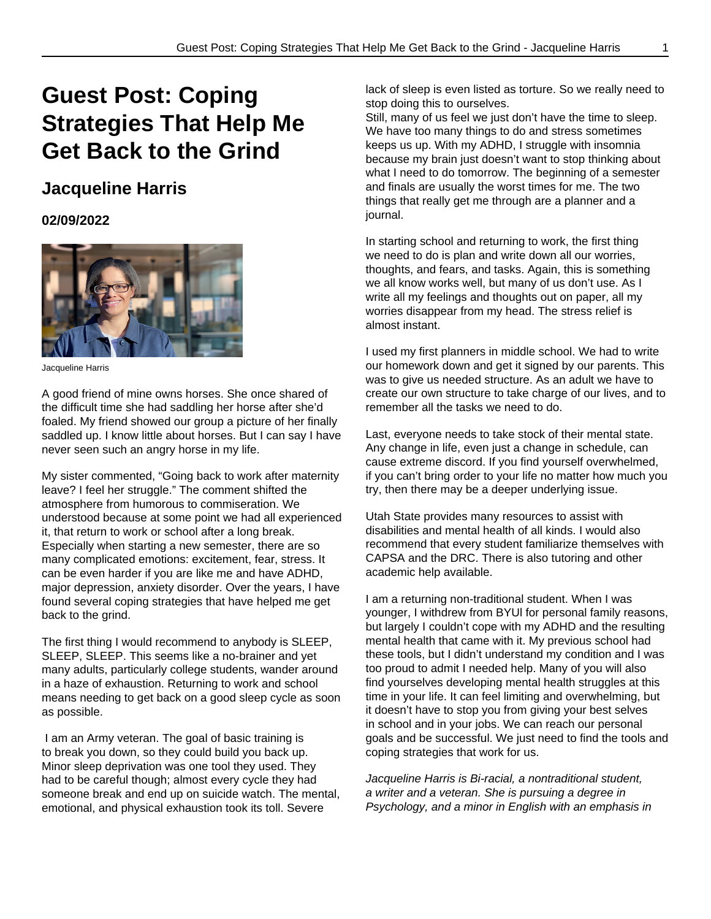# Guest Post: Coping Strategies That Help Me Get Back to the Grind

## Jacqueline Harris

### 02/09/2022

Jacqueline Harris

A good friend of mine owns horses. She once shared of the difficult time she had saddling her horse after she'd foaled. My friend showed our group a picture of her finally saddled up. I know little about horses. But I can say I have never seen such an angry horse in my life.

My sister commented, "Going back to work after maternity leave? I feel her struggle." The comment shifted the atmosphere from humorous to commiseration. We understood because at some point we had all experienced it, that return to work or school after a long break. Especially when starting a new semester, there are so many complicated emotions: excitement, fear, stress. It can be even harder if you are like me and have ADHD, major depression, anxiety disorder. Over the years, I have found several coping strategies that have helped me get back to the grind.

The first thing I would recommend to anybody is SLEEP, SLEEP, SLEEP. This seems like a no-brainer and yet many adults, particularly college students, wander around in a haze of exhaustion. Returning to work and school means needing to get back on a good sleep cycle as soon as possible.

I am an Army veteran. The goal of basic training is to break you down, so they could build you back up. Minor sleep deprivation was one tool they used. They had to be careful though; almost every cycle they had someone break and end up on suicide watch. The mental, emotional, and physical exhaustion took its toll. Severe lack of sleep is even listed as torture. So we really need to stop doing this to ourselves.

Still, many of us feel we just don't have the time to sleep. We have too many things to do and stress sometimes keeps us up. With my ADHD, I struggle with insomnia because my brain just doesn't want to stop thinking about what I need to do tomorrow. The beginning of a semester and finals are usually the worst times for me. The two things that really get me through are a planner and a journal.

In starting school and returning to work, the first thing we need to do is plan and write down all our worries, thoughts, and fears, and tasks. Again, this is something we all know works well, but many of us don't use. As I write all my feelings and thoughts out on paper, all my worries disappear from my head. The stress relief is almost instant.

I used my first planners in middle school. We had to write our homework down and get it signed by our parents. This was to give us needed structure. As an adult we have to create our own structure to take charge of our lives, and to remember all the tasks we need to do.

Last, everyone needs to take stock of their mental state. Any change in life, even just a change in schedule, can cause extreme discord. If you find yourself overwhelmed, if you can't bring order to your life no matter how much you try, then there may be a deeper underlying issue.

Utah State provides many resources to assist with disabilities and mental health of all kinds. I would also recommend that every student familiarize themselves with CAPSA and the DRC. There is also tutoring and other academic help available.

I am a returning non-traditional student. When I was younger, I withdrew from BYUI for personal family reasons, but largely I couldn't cope with my ADHD and the resulting mental health that came with it. My previous school had these tools, but I didn't understand my condition and I was too proud to admit I needed help. Many of you will also find yourselves developing mental health struggles at this time in your life. It can feel limiting and overwhelming, but it doesn't have to stop you from giving your best selves in school and in your jobs. We can reach our personal goals and be successful. We just need to find the tools and coping strategies that work for us.

*Jacqueline Harris is Bi-racial, a nontraditional student, a writer and a veteran. She is pursuing a degree in Psychology, and a minor in English with an emphasis in*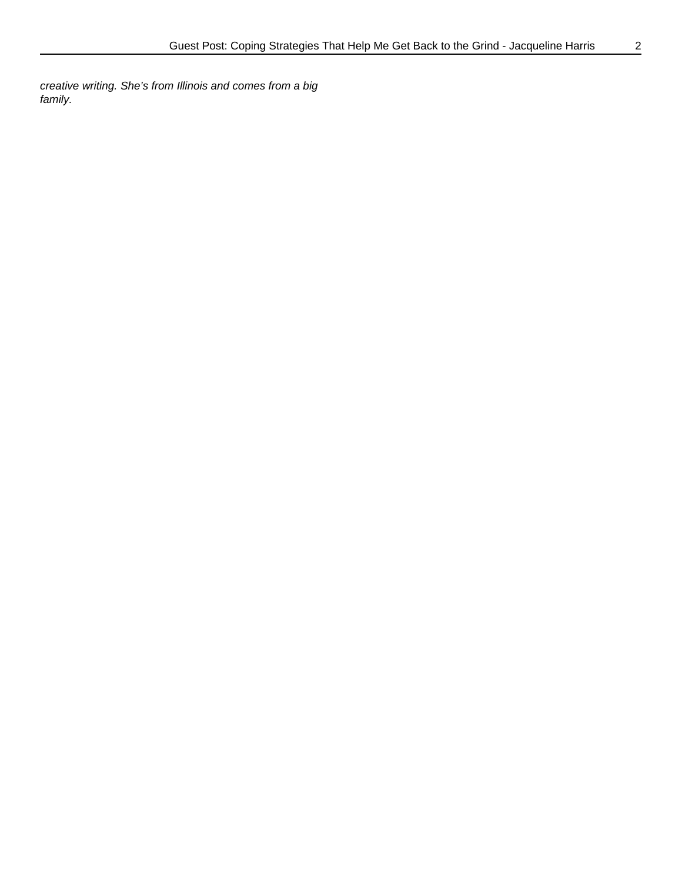*creative writing. She's from Illinois and comes from a big family.*